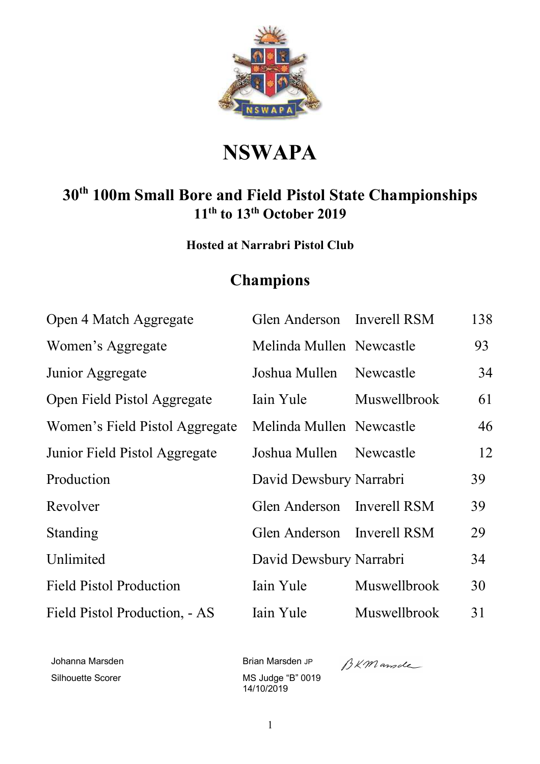# NSWAPA

## 30th 100m Small Bore and Field Pistol State Championships

### 11th to 13th October 2019

**Hosted at Narrabri Pistol Club**

## Champions

| | | | |
|---|---|---|---|
| Open 4 Match Aggregate | Glen Anderson | Inverell RSM | 138 |
| Women's Aggregate | Melinda Mullen | Newcastle | 93 |
| Junior Aggregate | Joshua Mullen | Newcastle | 34 |
| Open Field Pistol Aggregate | Iain Yule | Muswellbrook | 61 |
| Women's Field Pistol Aggregate | Melinda Mullen | Newcastle | 46 |
| Junior Field Pistol Aggregate | Joshua Mullen | Newcastle | 12 |
| Production | David Dewsbury | Narrabri | 39 |
| Revolver | Glen Anderson | Inverell RSM | 39 |
| Standing | Glen Anderson | Inverell RSM | 29 |
| Unlimited | David Dewsbury | Narrabri | 34 |
| Field Pistol Production | Iain Yule | Muswellbrook | 30 |
| Field Pistol Production, - AS | Iain Yule | Muswellbrook | 31 |

Johanna Marsden
Silhouette Scorer

Brian Marsden JP
MS Judge "B" 0019
14/10/2019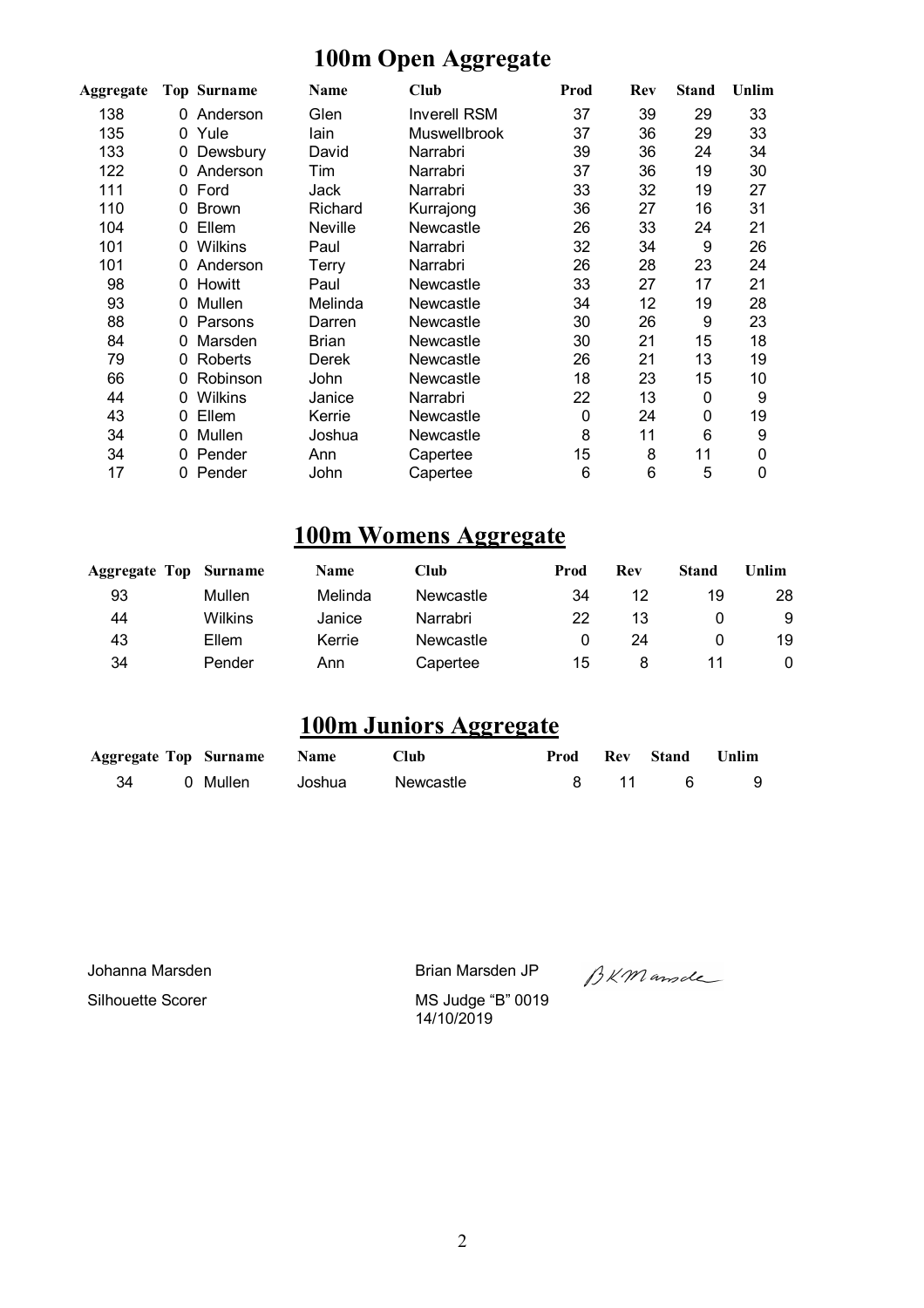## 100m Open Aggregate

| Aggregate | Top | Surname | Name | Club | Prod | Rev | Stand | Unlim |
|---|---|---|---|---|---|---|---|---|
| 138 | 0 | Anderson | Glen | Inverell RSM | 37 | 39 | 29 | 33 |
| 135 | 0 | Yule | Iain | Muswellbrook | 37 | 36 | 29 | 33 |
| 133 | 0 | Dewsbury | David | Narrabri | 39 | 36 | 24 | 34 |
| 122 | 0 | Anderson | Tim | Narrabri | 37 | 36 | 19 | 30 |
| 111 | 0 | Ford | Jack | Narrabri | 33 | 32 | 19 | 27 |
| 110 | 0 | Brown | Richard | Kurrajong | 36 | 27 | 16 | 31 |
| 104 | 0 | Ellem | Neville | Newcastle | 26 | 33 | 24 | 21 |
| 101 | 0 | Wilkins | Paul | Narrabri | 32 | 34 | 9 | 26 |
| 101 | 0 | Anderson | Terry | Narrabri | 26 | 28 | 23 | 24 |
| 98 | 0 | Howitt | Paul | Newcastle | 33 | 27 | 17 | 21 |
| 93 | 0 | Mullen | Melinda | Newcastle | 34 | 12 | 19 | 28 |
| 88 | 0 | Parsons | Darren | Newcastle | 30 | 26 | 9 | 23 |
| 84 | 0 | Marsden | Brian | Newcastle | 30 | 21 | 15 | 18 |
| 79 | 0 | Roberts | Derek | Newcastle | 26 | 21 | 13 | 19 |
| 66 | 0 | Robinson | John | Newcastle | 18 | 23 | 15 | 10 |
| 44 | 0 | Wilkins | Janice | Narrabri | 22 | 13 | 0 | 9 |
| 43 | 0 | Ellem | Kerrie | Newcastle | 0 | 24 | 0 | 19 |
| 34 | 0 | Mullen | Joshua | Newcastle | 8 | 11 | 6 | 9 |
| 34 | 0 | Pender | Ann | Capertee | 15 | 8 | 11 | 0 |
| 17 | 0 | Pender | John | Capertee | 6 | 6 | 5 | 0 |

## 100m Womens Aggregate

| Aggregate | Top | Surname | Name | Club | Prod | Rev | Stand | Unlim |
|---|---|---|---|---|---|---|---|---|
| 93 | | Mullen | Melinda | Newcastle | 34 | 12 | 19 | 28 |
| 44 | | Wilkins | Janice | Narrabri | 22 | 13 | 0 | 9 |
| 43 | | Ellem | Kerrie | Newcastle | 0 | 24 | 0 | 19 |
| 34 | | Pender | Ann | Capertee | 15 | 8 | 11 | 0 |

## 100m Juniors Aggregate

| Aggregate | Top | Surname | Name | Club | Prod | Rev | Stand | Unlim |
|---|---|---|---|---|---|---|---|---|
| 34 | 0 | Mullen | Joshua | Newcastle | 8 | 11 | 6 | 9 |

Johanna Marsden
Silhouette Scorer

Brian Marsden JP
MS Judge "B" 0019
14/10/2019

BKMarsden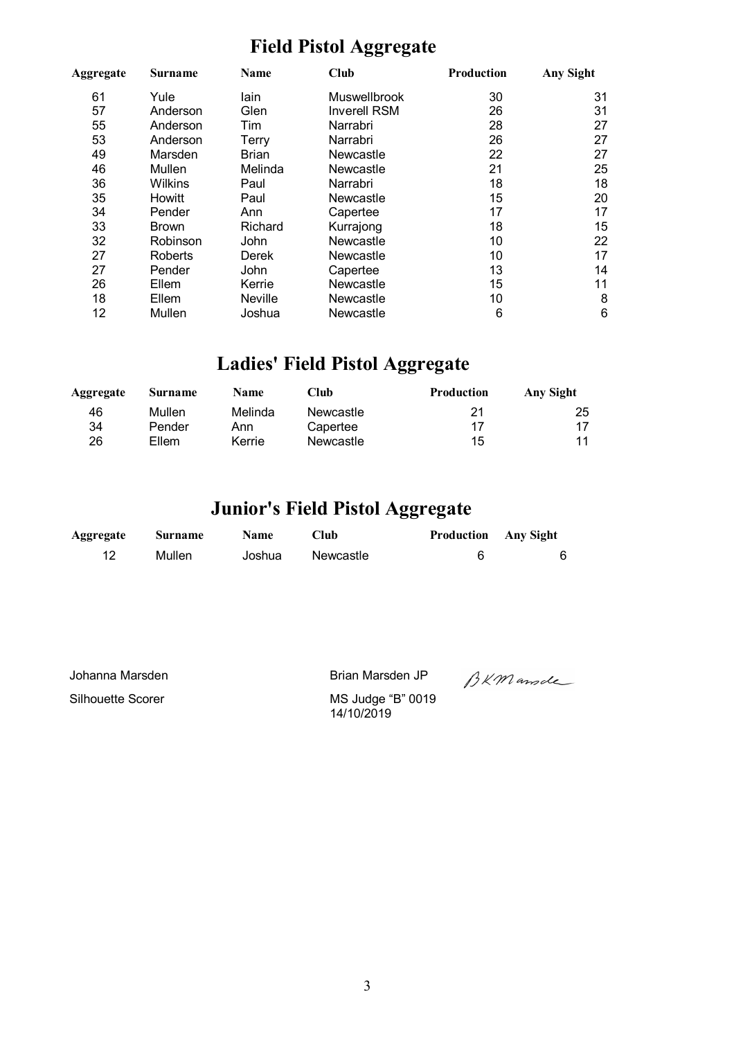# Field Pistol Aggregate

| Aggregate | Surname | Name | Club | Production | Any Sight |
|---|---|---|---|---|---|
| 61 | Yule | Iain | Muswellbrook | 30 | 31 |
| 57 | Anderson | Glen | Inverell RSM | 26 | 31 |
| 55 | Anderson | Tim | Narrabri | 28 | 27 |
| 53 | Anderson | Terry | Narrabri | 26 | 27 |
| 49 | Marsden | Brian | Newcastle | 22 | 27 |
| 46 | Mullen | Melinda | Newcastle | 21 | 25 |
| 36 | Wilkins | Paul | Narrabri | 18 | 18 |
| 35 | Howitt | Paul | Newcastle | 15 | 20 |
| 34 | Pender | Ann | Capertee | 17 | 17 |
| 33 | Brown | Richard | Kurrajong | 18 | 15 |
| 32 | Robinson | John | Newcastle | 10 | 22 |
| 27 | Roberts | Derek | Newcastle | 10 | 17 |
| 27 | Pender | John | Capertee | 13 | 14 |
| 26 | Ellem | Kerrie | Newcastle | 15 | 11 |
| 18 | Ellem | Neville | Newcastle | 10 | 8 |
| 12 | Mullen | Joshua | Newcastle | 6 | 6 |

# Ladies' Field Pistol Aggregate

| Aggregate | Surname | Name | Club | Production | Any Sight |
|---|---|---|---|---|---|
| 46 | Mullen | Melinda | Newcastle | 21 | 25 |
| 34 | Pender | Ann | Capertee | 17 | 17 |
| 26 | Ellem | Kerrie | Newcastle | 15 | 11 |

# Junior's Field Pistol Aggregate

| Aggregate | Surname | Name | Club | Production | Any Sight |
|---|---|---|---|---|---|
| 12 | Mullen | Joshua | Newcastle | 6 | 6 |

Johanna Marsden
Silhouette Scorer

Brian Marsden JP
MS Judge "B" 0019
14/10/2019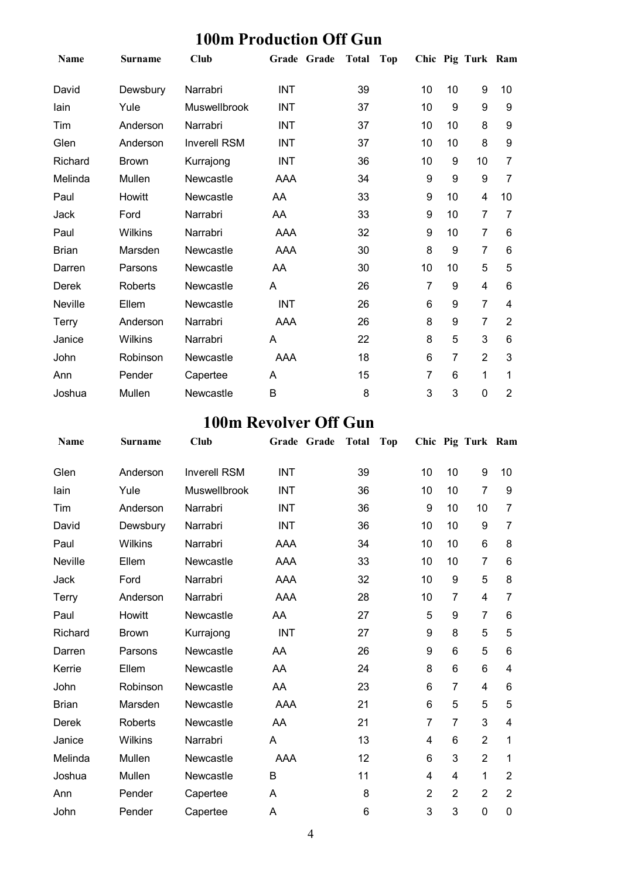## 100m Production Off Gun

| Name | Surname | Club | Grade | Grade | Total | Top | Chic | Pig | Turk | Ram |
|---|---|---|---|---|---|---|---|---|---|---|
| David | Dewsbury | Narrabri | INT | | 39 | | 10 | 10 | 9 | 10 |
| Iain | Yule | Muswellbrook | INT | | 37 | | 10 | 9 | 9 | 9 |
| Tim | Anderson | Narrabri | INT | | 37 | | 10 | 10 | 8 | 9 |
| Glen | Anderson | Inverell RSM | INT | | 37 | | 10 | 10 | 8 | 9 |
| Richard | Brown | Kurrajong | INT | | 36 | | 10 | 9 | 10 | 7 |
| Melinda | Mullen | Newcastle | AAA | | 34 | | 9 | 9 | 9 | 7 |
| Paul | Howitt | Newcastle | AA | | 33 | | 9 | 10 | 4 | 10 |
| Jack | Ford | Narrabri | AA | | 33 | | 9 | 10 | 7 | 7 |
| Paul | Wilkins | Narrabri | AAA | | 32 | | 9 | 10 | 7 | 6 |
| Brian | Marsden | Newcastle | AAA | | 30 | | 8 | 9 | 7 | 6 |
| Darren | Parsons | Newcastle | AA | | 30 | | 10 | 10 | 5 | 5 |
| Derek | Roberts | Newcastle | A | | 26 | | 7 | 9 | 4 | 6 |
| Neville | Ellem | Newcastle | INT | | 26 | | 6 | 9 | 7 | 4 |
| Terry | Anderson | Narrabri | AAA | | 26 | | 8 | 9 | 7 | 2 |
| Janice | Wilkins | Narrabri | A | | 22 | | 8 | 5 | 3 | 6 |
| John | Robinson | Newcastle | AAA | | 18 | | 6 | 7 | 2 | 3 |
| Ann | Pender | Capertee | A | | 15 | | 7 | 6 | 1 | 1 |
| Joshua | Mullen | Newcastle | B | | 8 | | 3 | 3 | 0 | 2 |

## 100m Revolver Off Gun

| Name | Surname | Club | Grade | Grade | Total | Top | Chic | Pig | Turk | Ram |
|---|---|---|---|---|---|---|---|---|---|---|
| Glen | Anderson | Inverell RSM | INT | | 39 | | 10 | 10 | 9 | 10 |
| Iain | Yule | Muswellbrook | INT | | 36 | | 10 | 10 | 7 | 9 |
| Tim | Anderson | Narrabri | INT | | 36 | | 9 | 10 | 10 | 7 |
| David | Dewsbury | Narrabri | INT | | 36 | | 10 | 10 | 9 | 7 |
| Paul | Wilkins | Narrabri | AAA | | 34 | | 10 | 10 | 6 | 8 |
| Neville | Ellem | Newcastle | AAA | | 33 | | 10 | 10 | 7 | 6 |
| Jack | Ford | Narrabri | AAA | | 32 | | 10 | 9 | 5 | 8 |
| Terry | Anderson | Narrabri | AAA | | 28 | | 10 | 7 | 4 | 7 |
| Paul | Howitt | Newcastle | AA | | 27 | | 5 | 9 | 7 | 6 |
| Richard | Brown | Kurrajong | INT | | 27 | | 9 | 8 | 5 | 5 |
| Darren | Parsons | Newcastle | AA | | 26 | | 9 | 6 | 5 | 6 |
| Kerrie | Ellem | Newcastle | AA | | 24 | | 8 | 6 | 6 | 4 |
| John | Robinson | Newcastle | AA | | 23 | | 6 | 7 | 4 | 6 |
| Brian | Marsden | Newcastle | AAA | | 21 | | 6 | 5 | 5 | 5 |
| Derek | Roberts | Newcastle | AA | | 21 | | 7 | 7 | 3 | 4 |
| Janice | Wilkins | Narrabri | A | | 13 | | 4 | 6 | 2 | 1 |
| Melinda | Mullen | Newcastle | AAA | | 12 | | 6 | 3 | 2 | 1 |
| Joshua | Mullen | Newcastle | B | | 11 | | 4 | 4 | 1 | 2 |
| Ann | Pender | Capertee | A | | 8 | | 2 | 2 | 2 | 2 |
| John | Pender | Capertee | A | | 6 | | 3 | 3 | 0 | 0 |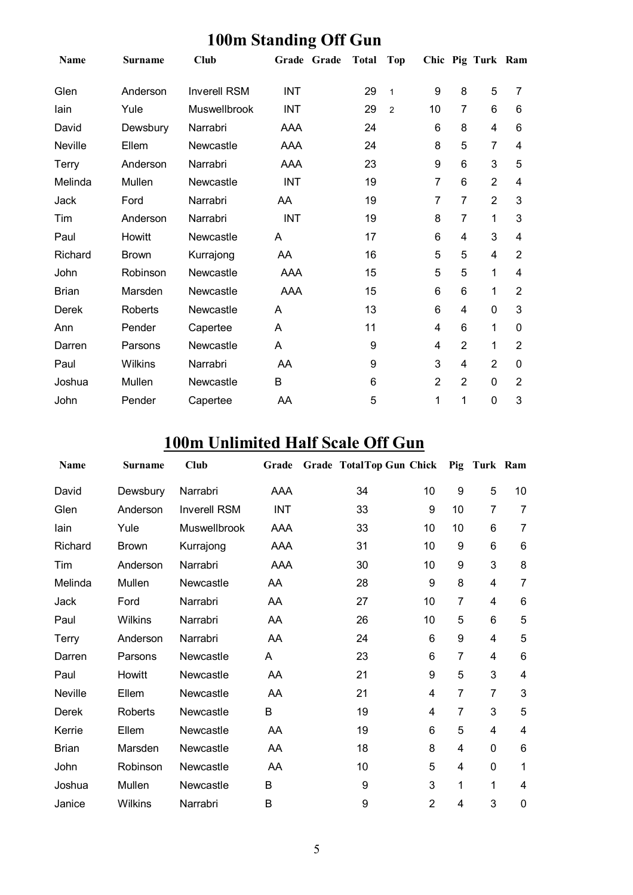# 100m Standing Off Gun

| Name | Surname | Club | Grade | Grade | Total | Top | Chic | Pig | Turk | Ram |
|---|---|---|---|---|---|---|---|---|---|---|
| Glen | Anderson | Inverell RSM | INT | | 29 | 1 | 9 | 8 | 5 | 7 |
| Iain | Yule | Muswellbrook | INT | | 29 | 2 | 10 | 7 | 6 | 6 |
| David | Dewsbury | Narrabri | AAA | | 24 | | 6 | 8 | 4 | 6 |
| Neville | Ellem | Newcastle | AAA | | 24 | | 8 | 5 | 7 | 4 |
| Terry | Anderson | Narrabri | AAA | | 23 | | 9 | 6 | 3 | 5 |
| Melinda | Mullen | Newcastle | INT | | 19 | | 7 | 6 | 2 | 4 |
| Jack | Ford | Narrabri | AA | | 19 | | 7 | 7 | 2 | 3 |
| Tim | Anderson | Narrabri | INT | | 19 | | 8 | 7 | 1 | 3 |
| Paul | Howitt | Newcastle | A | | 17 | | 6 | 4 | 3 | 4 |
| Richard | Brown | Kurrajong | AA | | 16 | | 5 | 5 | 4 | 2 |
| John | Robinson | Newcastle | AAA | | 15 | | 5 | 5 | 1 | 4 |
| Brian | Marsden | Newcastle | AAA | | 15 | | 6 | 6 | 1 | 2 |
| Derek | Roberts | Newcastle | A | | 13 | | 6 | 4 | 0 | 3 |
| Ann | Pender | Capertee | A | | 11 | | 4 | 6 | 1 | 0 |
| Darren | Parsons | Newcastle | A | | 9 | | 4 | 2 | 1 | 2 |
| Paul | Wilkins | Narrabri | AA | | 9 | | 3 | 4 | 2 | 0 |
| Joshua | Mullen | Newcastle | B | | 6 | | 2 | 2 | 0 | 2 |
| John | Pender | Capertee | AA | | 5 | | 1 | 1 | 0 | 3 |

# 100m Unlimited Half Scale Off Gun

| Name | Surname | Club | Grade | Grade | Total | Top Gun | Chick | Pig | Turk | Ram |
|---|---|---|---|---|---|---|---|---|---|---|
| David | Dewsbury | Narrabri | AAA | | 34 | | 10 | 9 | 5 | 10 |
| Glen | Anderson | Inverell RSM | INT | | 33 | | 9 | 10 | 7 | 7 |
| Iain | Yule | Muswellbrook | AAA | | 33 | | 10 | 10 | 6 | 7 |
| Richard | Brown | Kurrajong | AAA | | 31 | | 10 | 9 | 6 | 6 |
| Tim | Anderson | Narrabri | AAA | | 30 | | 10 | 9 | 3 | 8 |
| Melinda | Mullen | Newcastle | AA | | 28 | | 9 | 8 | 4 | 7 |
| Jack | Ford | Narrabri | AA | | 27 | | 10 | 7 | 4 | 6 |
| Paul | Wilkins | Narrabri | AA | | 26 | | 10 | 5 | 6 | 5 |
| Terry | Anderson | Narrabri | AA | | 24 | | 6 | 9 | 4 | 5 |
| Darren | Parsons | Newcastle | A | | 23 | | 6 | 7 | 4 | 6 |
| Paul | Howitt | Newcastle | AA | | 21 | | 9 | 5 | 3 | 4 |
| Neville | Ellem | Newcastle | AA | | 21 | | 4 | 7 | 7 | 3 |
| Derek | Roberts | Newcastle | B | | 19 | | 4 | 7 | 3 | 5 |
| Kerrie | Ellem | Newcastle | AA | | 19 | | 6 | 5 | 4 | 4 |
| Brian | Marsden | Newcastle | AA | | 18 | | 8 | 4 | 0 | 6 |
| John | Robinson | Newcastle | AA | | 10 | | 5 | 4 | 0 | 1 |
| Joshua | Mullen | Newcastle | B | | 9 | | 3 | 1 | 1 | 4 |
| Janice | Wilkins | Narrabri | B | | 9 | | 2 | 4 | 3 | 0 |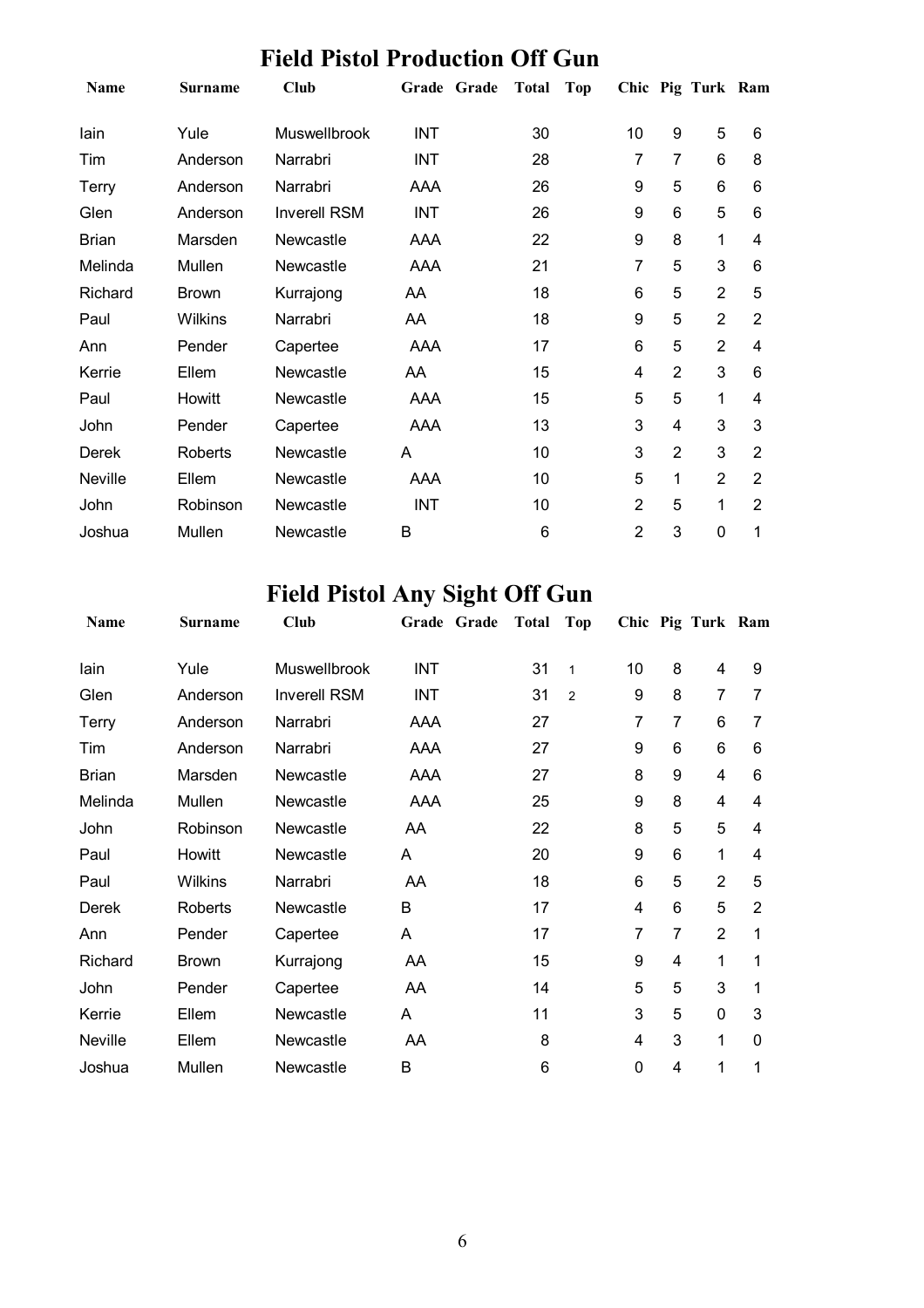## Field Pistol Production Off Gun

| Name | Surname | Club | Grade | Grade | Total | Top | Chic | Pig | Turk | Ram |
|---|---|---|---|---|---|---|---|---|---|---|
| Iain | Yule | Muswellbrook | INT | | 30 | | 10 | 9 | 5 | 6 |
| Tim | Anderson | Narrabri | INT | | 28 | | 7 | 7 | 6 | 8 |
| Terry | Anderson | Narrabri | AAA | | 26 | | 9 | 5 | 6 | 6 |
| Glen | Anderson | Inverell RSM | INT | | 26 | | 9 | 6 | 5 | 6 |
| Brian | Marsden | Newcastle | AAA | | 22 | | 9 | 8 | 1 | 4 |
| Melinda | Mullen | Newcastle | AAA | | 21 | | 7 | 5 | 3 | 6 |
| Richard | Brown | Kurrajong | AA | | 18 | | 6 | 5 | 2 | 5 |
| Paul | Wilkins | Narrabri | AA | | 18 | | 9 | 5 | 2 | 2 |
| Ann | Pender | Capertee | AAA | | 17 | | 6 | 5 | 2 | 4 |
| Kerrie | Ellem | Newcastle | AA | | 15 | | 4 | 2 | 3 | 6 |
| Paul | Howitt | Newcastle | AAA | | 15 | | 5 | 5 | 1 | 4 |
| John | Pender | Capertee | AAA | | 13 | | 3 | 4 | 3 | 3 |
| Derek | Roberts | Newcastle | A | | 10 | | 3 | 2 | 3 | 2 |
| Neville | Ellem | Newcastle | AAA | | 10 | | 5 | 1 | 2 | 2 |
| John | Robinson | Newcastle | INT | | 10 | | 2 | 5 | 1 | 2 |
| Joshua | Mullen | Newcastle | B | | 6 | | 2 | 3 | 0 | 1 |

## Field Pistol Any Sight Off Gun

| Name | Surname | Club | Grade | Grade | Total | Top | Chic | Pig | Turk | Ram |
|---|---|---|---|---|---|---|---|---|---|---|
| Iain | Yule | Muswellbrook | INT | | 31 | 1 | 10 | 8 | 4 | 9 |
| Glen | Anderson | Inverell RSM | INT | | 31 | 2 | 9 | 8 | 7 | 7 |
| Terry | Anderson | Narrabri | AAA | | 27 | | 7 | 7 | 6 | 7 |
| Tim | Anderson | Narrabri | AAA | | 27 | | 9 | 6 | 6 | 6 |
| Brian | Marsden | Newcastle | AAA | | 27 | | 8 | 9 | 4 | 6 |
| Melinda | Mullen | Newcastle | AAA | | 25 | | 9 | 8 | 4 | 4 |
| John | Robinson | Newcastle | AA | | 22 | | 8 | 5 | 5 | 4 |
| Paul | Howitt | Newcastle | A | | 20 | | 9 | 6 | 1 | 4 |
| Paul | Wilkins | Narrabri | AA | | 18 | | 6 | 5 | 2 | 5 |
| Derek | Roberts | Newcastle | B | | 17 | | 4 | 6 | 5 | 2 |
| Ann | Pender | Capertee | A | | 17 | | 7 | 7 | 2 | 1 |
| Richard | Brown | Kurrajong | AA | | 15 | | 9 | 4 | 1 | 1 |
| John | Pender | Capertee | AA | | 14 | | 5 | 5 | 3 | 1 |
| Kerrie | Ellem | Newcastle | A | | 11 | | 3 | 5 | 0 | 3 |
| Neville | Ellem | Newcastle | AA | | 8 | | 4 | 3 | 1 | 0 |
| Joshua | Mullen | Newcastle | B | | 6 | | 0 | 4 | 1 | 1 |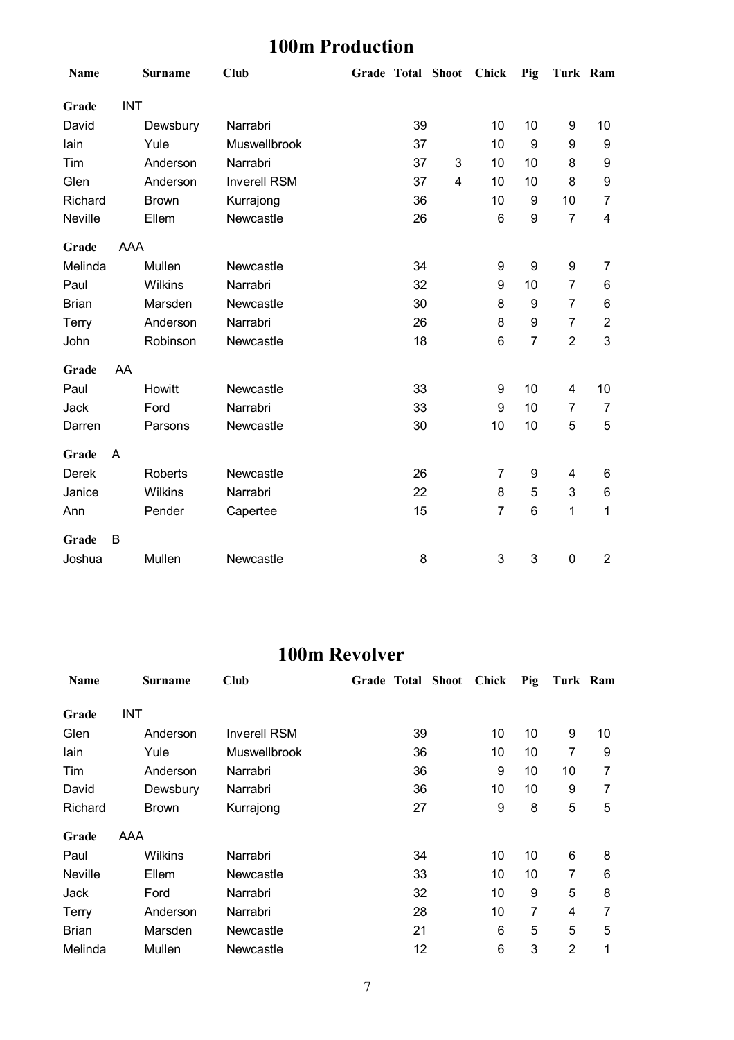## 100m Production

| Name | Surname | Club | Grade | Total | Shoot | Chick | Pig | Turk | Ram |
|---|---|---|---|---|---|---|---|---|---|
| **Grade** | INT | | | | | | | | |
| David | Dewsbury | Narrabri | | 39 | | 10 | 10 | 9 | 10 |
| Iain | Yule | Muswellbrook | | 37 | | 10 | 9 | 9 | 9 |
| Tim | Anderson | Narrabri | | 37 | 3 | 10 | 10 | 8 | 9 |
| Glen | Anderson | Inverell RSM | | 37 | 4 | 10 | 10 | 8 | 9 |
| Richard | Brown | Kurrajong | | 36 | | 10 | 9 | 10 | 7 |
| Neville | Ellem | Newcastle | | 26 | | 6 | 9 | 7 | 4 |
| **Grade** | AAA | | | | | | | | |
| Melinda | Mullen | Newcastle | | 34 | | 9 | 9 | 9 | 7 |
| Paul | Wilkins | Narrabri | | 32 | | 9 | 10 | 7 | 6 |
| Brian | Marsden | Newcastle | | 30 | | 8 | 9 | 7 | 6 |
| Terry | Anderson | Narrabri | | 26 | | 8 | 9 | 7 | 2 |
| John | Robinson | Newcastle | | 18 | | 6 | 7 | 2 | 3 |
| **Grade** | AA | | | | | | | | |
| Paul | Howitt | Newcastle | | 33 | | 9 | 10 | 4 | 10 |
| Jack | Ford | Narrabri | | 33 | | 9 | 10 | 7 | 7 |
| Darren | Parsons | Newcastle | | 30 | | 10 | 10 | 5 | 5 |
| **Grade** | A | | | | | | | | |
| Derek | Roberts | Newcastle | | 26 | | 7 | 9 | 4 | 6 |
| Janice | Wilkins | Narrabri | | 22 | | 8 | 5 | 3 | 6 |
| Ann | Pender | Capertee | | 15 | | 7 | 6 | 1 | 1 |
| **Grade** | B | | | | | | | | |
| Joshua | Mullen | Newcastle | | 8 | | 3 | 3 | 0 | 2 |

## 100m Revolver

| Name | Surname | Club | Grade | Total | Shoot | Chick | Pig | Turk | Ram |
|---|---|---|---|---|---|---|---|---|---|
| **Grade** | INT | | | | | | | | |
| Glen | Anderson | Inverell RSM | | 39 | | 10 | 10 | 9 | 10 |
| Iain | Yule | Muswellbrook | | 36 | | 10 | 10 | 7 | 9 |
| Tim | Anderson | Narrabri | | 36 | | 9 | 10 | 10 | 7 |
| David | Dewsbury | Narrabri | | 36 | | 10 | 10 | 9 | 7 |
| Richard | Brown | Kurrajong | | 27 | | 9 | 8 | 5 | 5 |
| **Grade** | AAA | | | | | | | | |
| Paul | Wilkins | Narrabri | | 34 | | 10 | 10 | 6 | 8 |
| Neville | Ellem | Newcastle | | 33 | | 10 | 10 | 7 | 6 |
| Jack | Ford | Narrabri | | 32 | | 10 | 9 | 5 | 8 |
| Terry | Anderson | Narrabri | | 28 | | 10 | 7 | 4 | 7 |
| Brian | Marsden | Newcastle | | 21 | | 6 | 5 | 5 | 5 |
| Melinda | Mullen | Newcastle | | 12 | | 6 | 3 | 2 | 1 |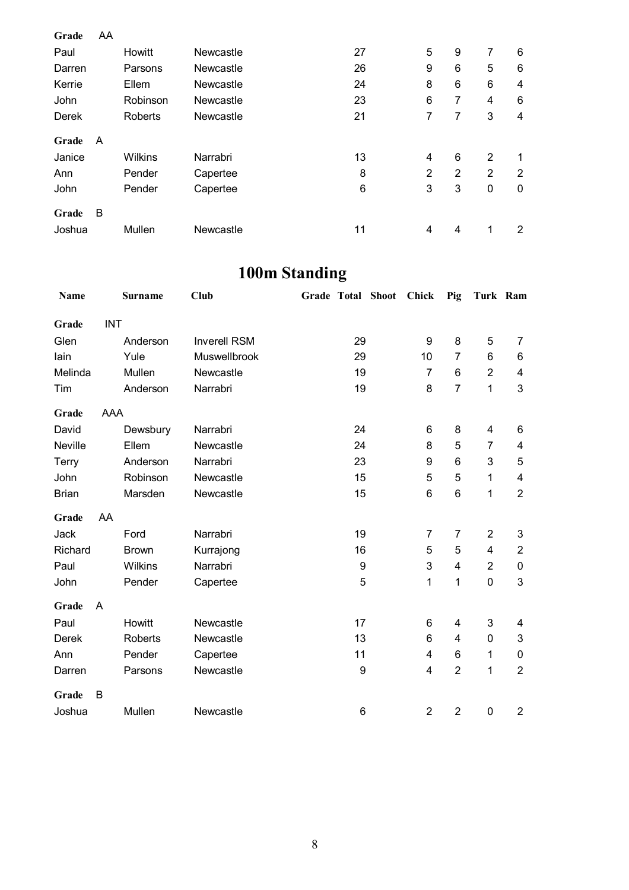| | | | | | | | | | |
|---|---|---|---|---|---|---|---|---|---|
| **Grade** AA | | | | | | | | | |
| Paul | Howitt | Newcastle | | 27 | | 5 | 9 | 7 | 6 |
| Darren | Parsons | Newcastle | | 26 | | 9 | 6 | 5 | 6 |
| Kerrie | Ellem | Newcastle | | 24 | | 8 | 6 | 6 | 4 |
| John | Robinson | Newcastle | | 23 | | 6 | 7 | 4 | 6 |
| Derek | Roberts | Newcastle | | 21 | | 7 | 7 | 3 | 4 |
| **Grade** A | | | | | | | | | |
| Janice | Wilkins | Narrabri | | 13 | | 4 | 6 | 2 | 1 |
| Ann | Pender | Capertee | | 8 | | 2 | 2 | 2 | 2 |
| John | Pender | Capertee | | 6 | | 3 | 3 | 0 | 0 |
| **Grade** B | | | | | | | | | |
| Joshua | Mullen | Newcastle | | 11 | | 4 | 4 | 1 | 2 |

# 100m Standing

| Name | Surname | Club | Grade | Total | Shoot | Chick | Pig | Turk | Ram |
|---|---|---|---|---|---|---|---|---|---|
| **Grade** INT | | | | | | | | | |
| Glen | Anderson | Inverell RSM | | 29 | | 9 | 8 | 5 | 7 |
| Iain | Yule | Muswellbrook | | 29 | | 10 | 7 | 6 | 6 |
| Melinda | Mullen | Newcastle | | 19 | | 7 | 6 | 2 | 4 |
| Tim | Anderson | Narrabri | | 19 | | 8 | 7 | 1 | 3 |
| **Grade** AAA | | | | | | | | | |
| David | Dewsbury | Narrabri | | 24 | | 6 | 8 | 4 | 6 |
| Neville | Ellem | Newcastle | | 24 | | 8 | 5 | 7 | 4 |
| Terry | Anderson | Narrabri | | 23 | | 9 | 6 | 3 | 5 |
| John | Robinson | Newcastle | | 15 | | 5 | 5 | 1 | 4 |
| Brian | Marsden | Newcastle | | 15 | | 6 | 6 | 1 | 2 |
| **Grade** AA | | | | | | | | | |
| Jack | Ford | Narrabri | | 19 | | 7 | 7 | 2 | 3 |
| Richard | Brown | Kurrajong | | 16 | | 5 | 5 | 4 | 2 |
| Paul | Wilkins | Narrabri | | 9 | | 3 | 4 | 2 | 0 |
| John | Pender | Capertee | | 5 | | 1 | 1 | 0 | 3 |
| **Grade** A | | | | | | | | | |
| Paul | Howitt | Newcastle | | 17 | | 6 | 4 | 3 | 4 |
| Derek | Roberts | Newcastle | | 13 | | 6 | 4 | 0 | 3 |
| Ann | Pender | Capertee | | 11 | | 4 | 6 | 1 | 0 |
| Darren | Parsons | Newcastle | | 9 | | 4 | 2 | 1 | 2 |
| **Grade** B | | | | | | | | | |
| Joshua | Mullen | Newcastle | | 6 | | 2 | 2 | 0 | 2 |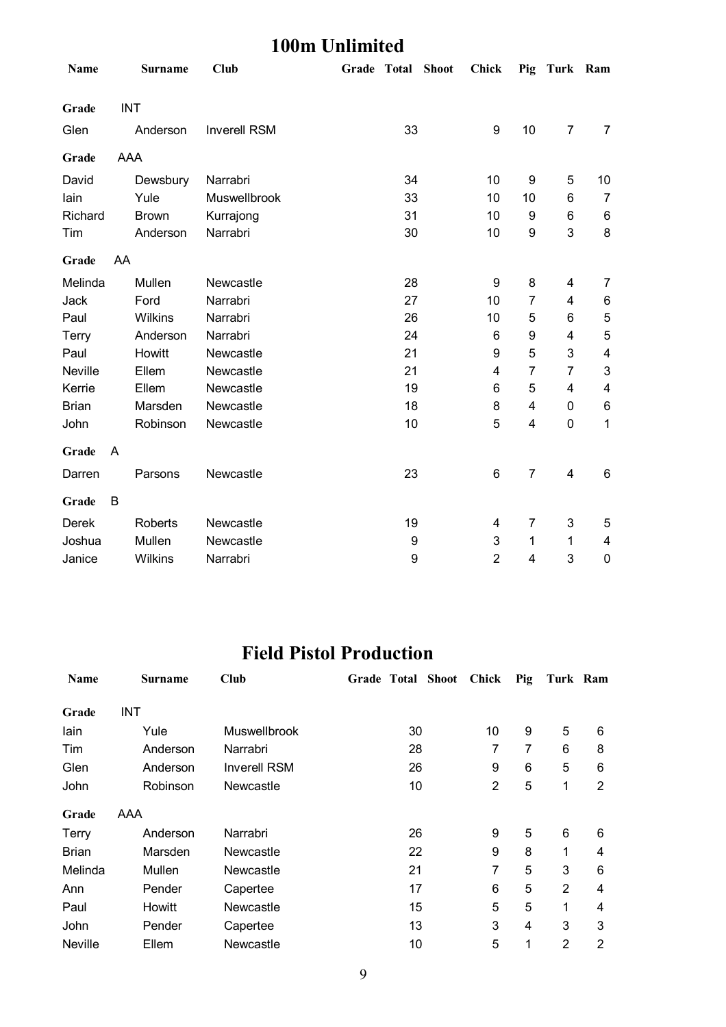## 100m Unlimited

| Name | Surname | Club | Grade | Total | Shoot | Chick | Pig | Turk | Ram |
|---|---|---|---|---|---|---|---|---|---|
| **Grade** | INT | | | | | | | | |
| Glen | Anderson | Inverell RSM | | 33 | | 9 | 10 | 7 | 7 |
| **Grade** | AAA | | | | | | | | |
| David | Dewsbury | Narrabri | | 34 | | 10 | 9 | 5 | 10 |
| Iain | Yule | Muswellbrook | | 33 | | 10 | 10 | 6 | 7 |
| Richard | Brown | Kurrajong | | 31 | | 10 | 9 | 6 | 6 |
| Tim | Anderson | Narrabri | | 30 | | 10 | 9 | 3 | 8 |
| **Grade** | AA | | | | | | | | |
| Melinda | Mullen | Newcastle | | 28 | | 9 | 8 | 4 | 7 |
| Jack | Ford | Narrabri | | 27 | | 10 | 7 | 4 | 6 |
| Paul | Wilkins | Narrabri | | 26 | | 10 | 5 | 6 | 5 |
| Terry | Anderson | Narrabri | | 24 | | 6 | 9 | 4 | 5 |
| Paul | Howitt | Newcastle | | 21 | | 9 | 5 | 3 | 4 |
| Neville | Ellem | Newcastle | | 21 | | 4 | 7 | 7 | 3 |
| Kerrie | Ellem | Newcastle | | 19 | | 6 | 5 | 4 | 4 |
| Brian | Marsden | Newcastle | | 18 | | 8 | 4 | 0 | 6 |
| John | Robinson | Newcastle | | 10 | | 5 | 4 | 0 | 1 |
| **Grade** | A | | | | | | | | |
| Darren | Parsons | Newcastle | | 23 | | 6 | 7 | 4 | 6 |
| **Grade** | B | | | | | | | | |
| Derek | Roberts | Newcastle | | 19 | | 4 | 7 | 3 | 5 |
| Joshua | Mullen | Newcastle | | 9 | | 3 | 1 | 1 | 4 |
| Janice | Wilkins | Narrabri | | 9 | | 2 | 4 | 3 | 0 |

## Field Pistol Production

| Name | Surname | Club | Grade | Total | Shoot | Chick | Pig | Turk | Ram |
|---|---|---|---|---|---|---|---|---|---|
| **Grade** | INT | | | | | | | | |
| Iain | Yule | Muswellbrook | | 30 | | 10 | 9 | 5 | 6 |
| Tim | Anderson | Narrabri | | 28 | | 7 | 7 | 6 | 8 |
| Glen | Anderson | Inverell RSM | | 26 | | 9 | 6 | 5 | 6 |
| John | Robinson | Newcastle | | 10 | | 2 | 5 | 1 | 2 |
| **Grade** | AAA | | | | | | | | |
| Terry | Anderson | Narrabri | | 26 | | 9 | 5 | 6 | 6 |
| Brian | Marsden | Newcastle | | 22 | | 9 | 8 | 1 | 4 |
| Melinda | Mullen | Newcastle | | 21 | | 7 | 5 | 3 | 6 |
| Ann | Pender | Capertee | | 17 | | 6 | 5 | 2 | 4 |
| Paul | Howitt | Newcastle | | 15 | | 5 | 5 | 1 | 4 |
| John | Pender | Capertee | | 13 | | 3 | 4 | 3 | 3 |
| Neville | Ellem | Newcastle | | 10 | | 5 | 1 | 2 | 2 |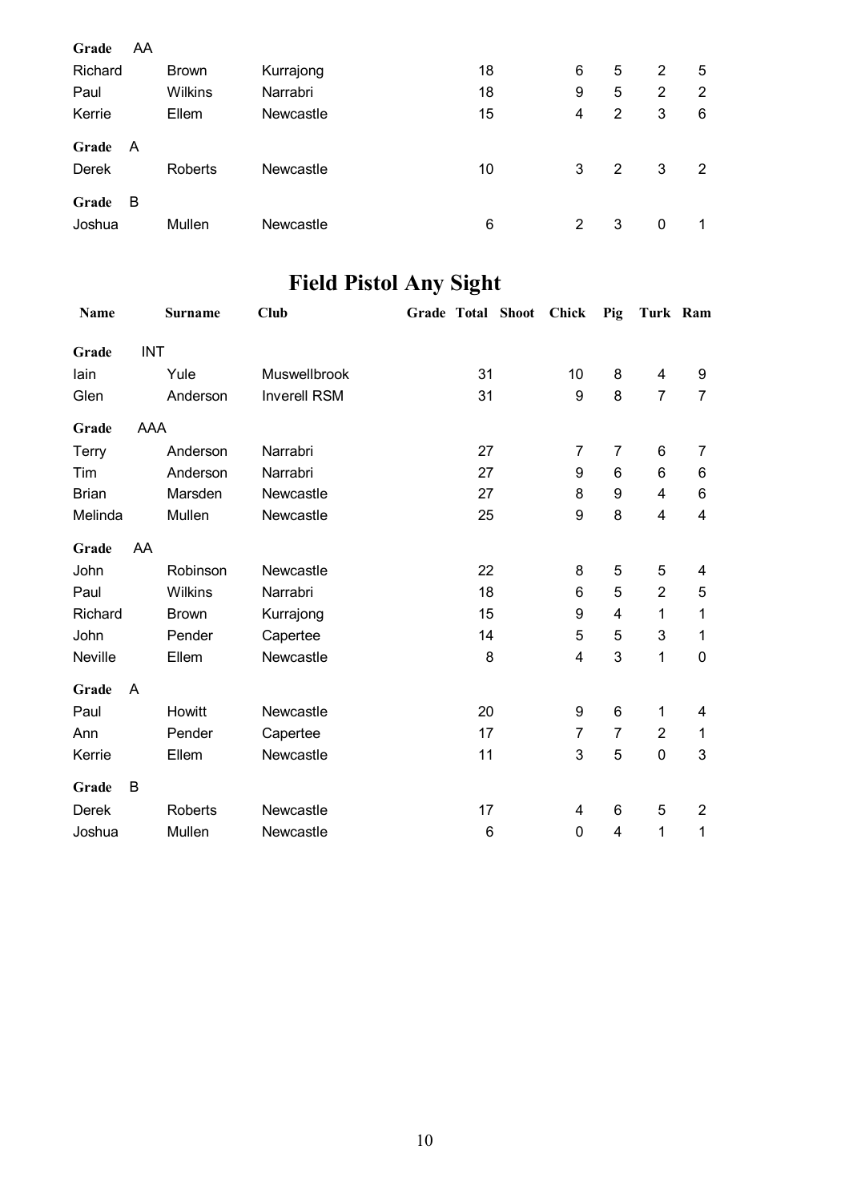| | | | | | | | | | |
|---|---|---|---|---|---|---|---|---|---|
| **Grade** | AA | | | | | | | | |
| Richard | Brown | Kurrajong | | 18 | | 6 | 5 | 2 | 5 |
| Paul | Wilkins | Narrabri | | 18 | | 9 | 5 | 2 | 2 |
| Kerrie | Ellem | Newcastle | | 15 | | 4 | 2 | 3 | 6 |
| **Grade** | A | | | | | | | | |
| Derek | Roberts | Newcastle | | 10 | | 3 | 2 | 3 | 2 |
| **Grade** | B | | | | | | | | |
| Joshua | Mullen | Newcastle | | 6 | | 2 | 3 | 0 | 1 |

# Field Pistol Any Sight

| Name | Surname | Club | Grade | Total | Shoot | Chick | Pig | Turk | Ram |
|---|---|---|---|---|---|---|---|---|---|
| **Grade** | INT | | | | | | | | |
| Iain | Yule | Muswellbrook | | 31 | | 10 | 8 | 4 | 9 |
| Glen | Anderson | Inverell RSM | | 31 | | 9 | 8 | 7 | 7 |
| **Grade** | AAA | | | | | | | | |
| Terry | Anderson | Narrabri | | 27 | | 7 | 7 | 6 | 7 |
| Tim | Anderson | Narrabri | | 27 | | 9 | 6 | 6 | 6 |
| Brian | Marsden | Newcastle | | 27 | | 8 | 9 | 4 | 6 |
| Melinda | Mullen | Newcastle | | 25 | | 9 | 8 | 4 | 4 |
| **Grade** | AA | | | | | | | | |
| John | Robinson | Newcastle | | 22 | | 8 | 5 | 5 | 4 |
| Paul | Wilkins | Narrabri | | 18 | | 6 | 5 | 2 | 5 |
| Richard | Brown | Kurrajong | | 15 | | 9 | 4 | 1 | 1 |
| John | Pender | Capertee | | 14 | | 5 | 5 | 3 | 1 |
| Neville | Ellem | Newcastle | | 8 | | 4 | 3 | 1 | 0 |
| **Grade** | A | | | | | | | | |
| Paul | Howitt | Newcastle | | 20 | | 9 | 6 | 1 | 4 |
| Ann | Pender | Capertee | | 17 | | 7 | 7 | 2 | 1 |
| Kerrie | Ellem | Newcastle | | 11 | | 3 | 5 | 0 | 3 |
| **Grade** | B | | | | | | | | |
| Derek | Roberts | Newcastle | | 17 | | 4 | 6 | 5 | 2 |
| Joshua | Mullen | Newcastle | | 6 | | 0 | 4 | 1 | 1 |